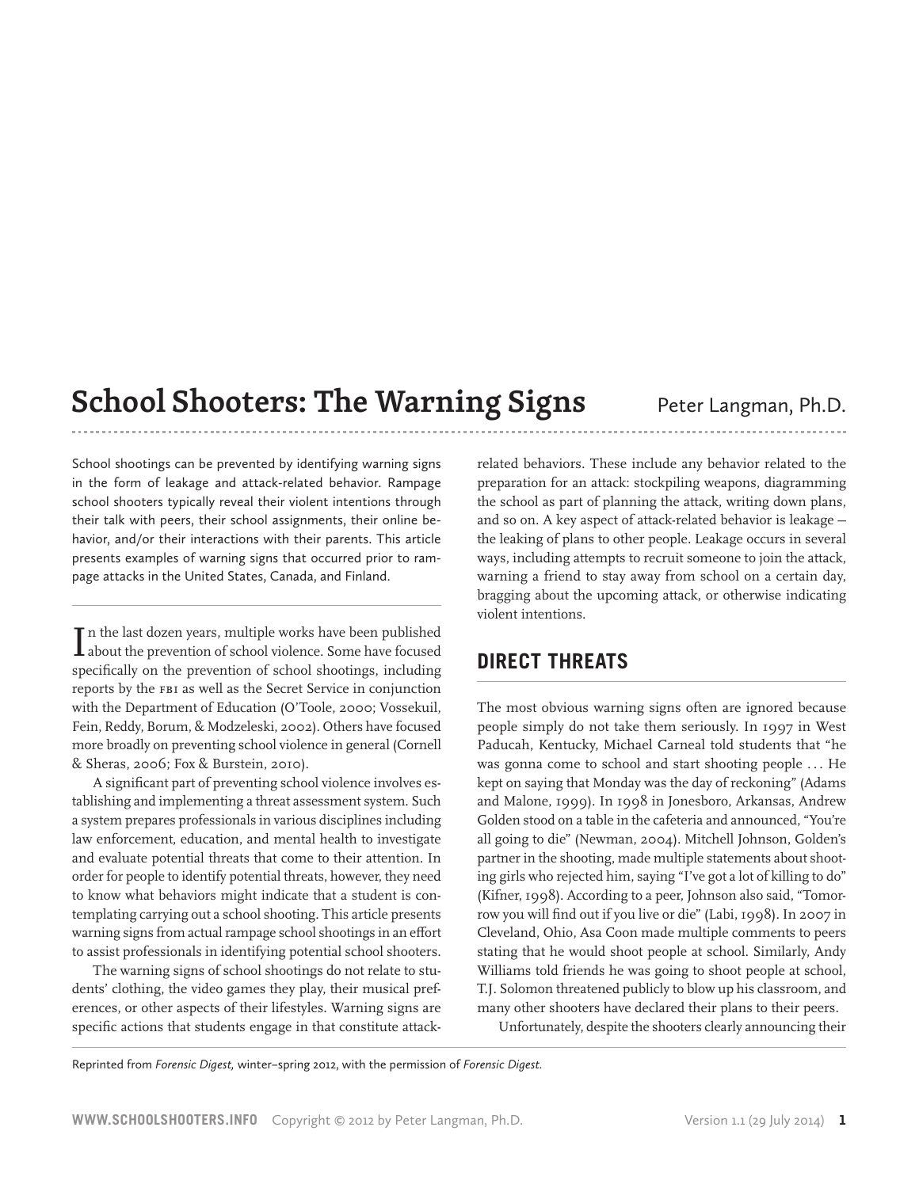# School Shooters: The Warning Signs

Peter Langman, Ph.D.

School shootings can be prevented by identifying warning signs in the form of leakage and attack-related behavior. Rampage school shooters typically reveal their violent intentions through their talk with peers, their school assignments, their online behavior, and/or their interactions with their parents. This article presents examples of warning signs that occurred prior to rampage attacks in the United States, Canada, and Finland.

In the last dozen years, multiple works have been published about the prevention of school violence. Some have focused specifically on the prevention of school shootings, including reports by the FBI as well as the Secret Service in conjunction with the Department of Education (O'Toole, 2000; Vossekuil, Fein, Reddy, Borum, & Modzeleski, 2002). Others have focused more broadly on preventing school violence in general (Cornell & Sheras, 2006; Fox & Burstein, 2010).

A significant part of preventing school violence involves establishing and implementing a threat assessment system. Such a system prepares professionals in various disciplines including law enforcement, education, and mental health to investigate and evaluate potential threats that come to their attention. In order for people to identify potential threats, however, they need to know what behaviors might indicate that a student is contemplating carrying out a school shooting. This article presents warning signs from actual rampage school shootings in an effort to assist professionals in identifying potential school shooters.

The warning signs of school shootings do not relate to students' clothing, the video games they play, their musical preferences, or other aspects of their lifestyles. Warning signs are specific actions that students engage in that constitute attack-related behaviors. These include any behavior related to the preparation for an attack: stockpiling weapons, diagramming the school as part of planning the attack, writing down plans, and so on. A key aspect of attack-related behavior is leakage — the leaking of plans to other people. Leakage occurs in several ways, including attempts to recruit someone to join the attack, warning a friend to stay away from school on a certain day, bragging about the upcoming attack, or otherwise indicating violent intentions.

## DIRECT THREATS

The most obvious warning signs often are ignored because people simply do not take them seriously. In 1997 in West Paducah, Kentucky, Michael Carneal told students that "he was gonna come to school and start shooting people ... He kept on saying that Monday was the day of reckoning" (Adams and Malone, 1999). In 1998 in Jonesboro, Arkansas, Andrew Golden stood on a table in the cafeteria and announced, "You're all going to die" (Newman, 2004). Mitchell Johnson, Golden's partner in the shooting, made multiple statements about shooting girls who rejected him, saying "I've got a lot of killing to do" (Kifner, 1998). According to a peer, Johnson also said, "Tomorrow you will find out if you live or die" (Labi, 1998). In 2007 in Cleveland, Ohio, Asa Coon made multiple comments to peers stating that he would shoot people at school. Similarly, Andy Williams told friends he was going to shoot people at school, T.J. Solomon threatened publicly to blow up his classroom, and many other shooters have declared their plans to their peers.

Unfortunately, despite the shooters clearly announcing their

Reprinted from *Forensic Digest,* winter–spring 2012, with the permission of *Forensic Digest.*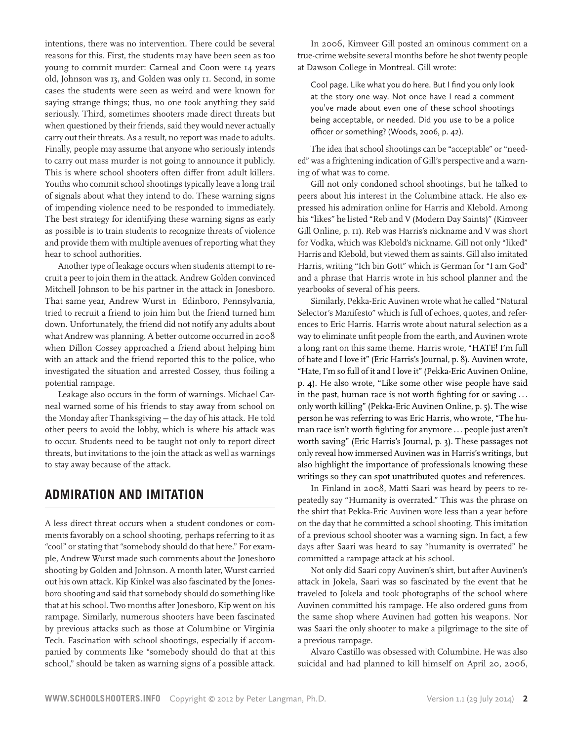intentions, there was no intervention. There could be several reasons for this. First, the students may have been seen as too young to commit murder: Carneal and Coon were 14 years old, Johnson was 13, and Golden was only 11. Second, in some cases the students were seen as weird and were known for saying strange things; thus, no one took anything they said seriously. Third, sometimes shooters made direct threats but when questioned by their friends, said they would never actually carry out their threats. As a result, no report was made to adults. Finally, people may assume that anyone who seriously intends to carry out mass murder is not going to announce it publicly. This is where school shooters often differ from adult killers. Youths who commit school shootings typically leave a long trail of signals about what they intend to do. These warning signs of impending violence need to be responded to immediately. The best strategy for identifying these warning signs as early as possible is to train students to recognize threats of violence and provide them with multiple avenues of reporting what they hear to school authorities.

Another type of leakage occurs when students attempt to recruit a peer to join them in the attack. Andrew Golden convinced Mitchell Johnson to be his partner in the attack in Jonesboro. That same year, Andrew Wurst in Edinboro, Pennsylvania, tried to recruit a friend to join him but the friend turned him down. Unfortunately, the friend did not notify any adults about what Andrew was planning. A better outcome occurred in 2008 when Dillon Cossey approached a friend about helping him with an attack and the friend reported this to the police, who investigated the situation and arrested Cossey, thus foiling a potential rampage.

Leakage also occurs in the form of warnings. Michael Carneal warned some of his friends to stay away from school on the Monday after Thanksgiving – the day of his attack. He told other peers to avoid the lobby, which is where his attack was to occur. Students need to be taught not only to report direct threats, but invitations to the join the attack as well as warnings to stay away because of the attack.

## ADMIRATION AND IMITATION

A less direct threat occurs when a student condones or comments favorably on a school shooting, perhaps referring to it as "cool" or stating that "somebody should do that here." For example, Andrew Wurst made such comments about the Jonesboro shooting by Golden and Johnson. A month later, Wurst carried out his own attack. Kip Kinkel was also fascinated by the Jonesboro shooting and said that somebody should do something like that at his school. Two months after Jonesboro, Kip went on his rampage. Similarly, numerous shooters have been fascinated by previous attacks such as those at Columbine or Virginia Tech. Fascination with school shootings, especially if accompanied by comments like "somebody should do that at this school," should be taken as warning signs of a possible attack.

In 2006, Kimveer Gill posted an ominous comment on a true-crime website several months before he shot twenty people at Dawson College in Montreal. Gill wrote:

> Cool page. Like what you do here. But I find you only look at the story one way. Not once have I read a comment you've made about even one of these school shootings being acceptable, or needed. Did you use to be a police officer or something? (Woods, 2006, p. 42).

The idea that school shootings can be "acceptable" or "needed" was a frightening indication of Gill's perspective and a warning of what was to come.

Gill not only condoned school shootings, but he talked to peers about his interest in the Columbine attack. He also expressed his admiration online for Harris and Klebold. Among his "likes" he listed "Reb and V (Modern Day Saints)" (Kimveer Gill Online, p. 11). Reb was Harris's nickname and V was short for Vodka, which was Klebold's nickname. Gill not only "liked" Harris and Klebold, but viewed them as saints. Gill also imitated Harris, writing "Ich bin Gott" which is German for "I am God" and a phrase that Harris wrote in his school planner and the yearbooks of several of his peers.

Similarly, Pekka-Eric Auvinen wrote what he called "Natural Selector's Manifesto" which is full of echoes, quotes, and references to Eric Harris. Harris wrote about natural selection as a way to eliminate unfit people from the earth, and Auvinen wrote a long rant on this same theme. Harris wrote, "HATE! I'm full of hate and I love it" (Eric Harris's Journal, p. 8). Auvinen wrote, "Hate, I'm so full of it and I love it" (Pekka-Eric Auvinen Online, p. 4). He also wrote, "Like some other wise people have said in the past, human race is not worth fighting for or saving … only worth killing" (Pekka-Eric Auvinen Online, p. 5). The wise person he was referring to was Eric Harris, who wrote, "The human race isn't worth fighting for anymore … people just aren't worth saving" (Eric Harris's Journal, p. 3). These passages not only reveal how immersed Auvinen was in Harris's writings, but also highlight the importance of professionals knowing these writings so they can spot unattributed quotes and references.

In Finland in 2008, Matti Saari was heard by peers to repeatedly say "Humanity is overrated." This was the phrase on the shirt that Pekka-Eric Auvinen wore less than a year before on the day that he committed a school shooting. This imitation of a previous school shooter was a warning sign. In fact, a few days after Saari was heard to say "humanity is overrated" he committed a rampage attack at his school.

Not only did Saari copy Auvinen's shirt, but after Auvinen's attack in Jokela, Saari was so fascinated by the event that he traveled to Jokela and took photographs of the school where Auvinen committed his rampage. He also ordered guns from the same shop where Auvinen had gotten his weapons. Nor was Saari the only shooter to make a pilgrimage to the site of a previous rampage.

Alvaro Castillo was obsessed with Columbine. He was also suicidal and had planned to kill himself on April 20, 2006,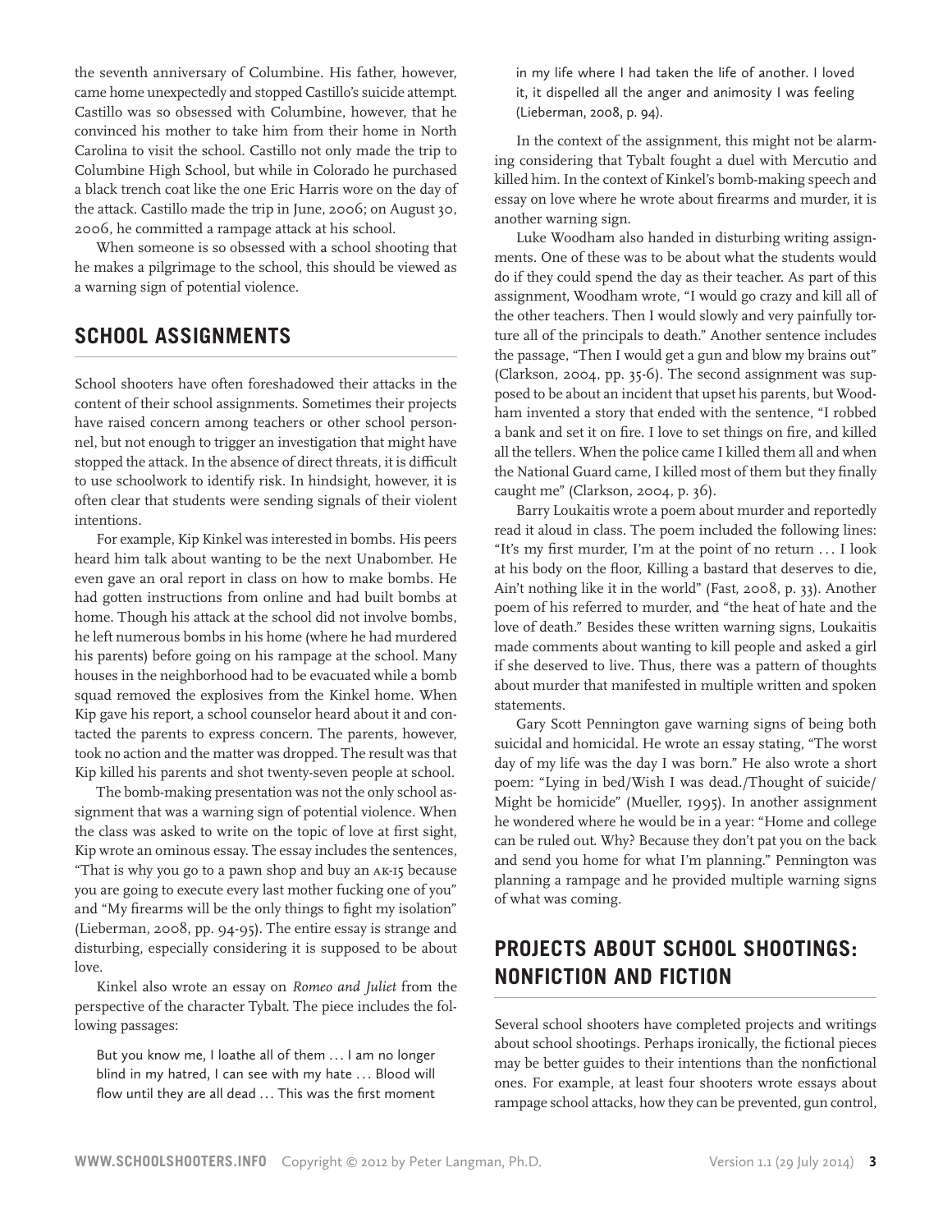the seventh anniversary of Columbine. His father, however, came home unexpectedly and stopped Castillo's suicide attempt. Castillo was so obsessed with Columbine, however, that he convinced his mother to take him from their home in North Carolina to visit the school. Castillo not only made the trip to Columbine High School, but while in Colorado he purchased a black trench coat like the one Eric Harris wore on the day of the attack. Castillo made the trip in June, 2006; on August 30, 2006, he committed a rampage attack at his school.

When someone is so obsessed with a school shooting that he makes a pilgrimage to the school, this should be viewed as a warning sign of potential violence.

## SCHOOL ASSIGNMENTS

School shooters have often foreshadowed their attacks in the content of their school assignments. Sometimes their projects have raised concern among teachers or other school personnel, but not enough to trigger an investigation that might have stopped the attack. In the absence of direct threats, it is difficult to use schoolwork to identify risk. In hindsight, however, it is often clear that students were sending signals of their violent intentions.

For example, Kip Kinkel was interested in bombs. His peers heard him talk about wanting to be the next Unabomber. He even gave an oral report in class on how to make bombs. He had gotten instructions from online and had built bombs at home. Though his attack at the school did not involve bombs, he left numerous bombs in his home (where he had murdered his parents) before going on his rampage at the school. Many houses in the neighborhood had to be evacuated while a bomb squad removed the explosives from the Kinkel home. When Kip gave his report, a school counselor heard about it and contacted the parents to express concern. The parents, however, took no action and the matter was dropped. The result was that Kip killed his parents and shot twenty-seven people at school.

The bomb-making presentation was not the only school assignment that was a warning sign of potential violence. When the class was asked to write on the topic of love at first sight, Kip wrote an ominous essay. The essay includes the sentences, "That is why you go to a pawn shop and buy an AK-15 because you are going to execute every last mother fucking one of you" and "My firearms will be the only things to fight my isolation" (Lieberman, 2008, pp. 94-95). The entire essay is strange and disturbing, especially considering it is supposed to be about love.

Kinkel also wrote an essay on *Romeo and Juliet* from the perspective of the character Tybalt. The piece includes the following passages:

> But you know me, I loathe all of them ... I am no longer blind in my hatred, I can see with my hate ... Blood will flow until they are all dead ... This was the first moment in my life where I had taken the life of another. I loved it, it dispelled all the anger and animosity I was feeling (Lieberman, 2008, p. 94).

In the context of the assignment, this might not be alarming considering that Tybalt fought a duel with Mercutio and killed him. In the context of Kinkel's bomb-making speech and essay on love where he wrote about firearms and murder, it is another warning sign.

Luke Woodham also handed in disturbing writing assignments. One of these was to be about what the students would do if they could spend the day as their teacher. As part of this assignment, Woodham wrote, "I would go crazy and kill all of the other teachers. Then I would slowly and very painfully torture all of the principals to death." Another sentence includes the passage, "Then I would get a gun and blow my brains out" (Clarkson, 2004, pp. 35-6). The second assignment was supposed to be about an incident that upset his parents, but Woodham invented a story that ended with the sentence, "I robbed a bank and set it on fire. I love to set things on fire, and killed all the tellers. When the police came I killed them all and when the National Guard came, I killed most of them but they finally caught me" (Clarkson, 2004, p. 36).

Barry Loukaitis wrote a poem about murder and reportedly read it aloud in class. The poem included the following lines: "It's my first murder, I'm at the point of no return ... I look at his body on the floor, Killing a bastard that deserves to die, Ain't nothing like it in the world" (Fast, 2008, p. 33). Another poem of his referred to murder, and "the heat of hate and the love of death." Besides these written warning signs, Loukaitis made comments about wanting to kill people and asked a girl if she deserved to live. Thus, there was a pattern of thoughts about murder that manifested in multiple written and spoken statements.

Gary Scott Pennington gave warning signs of being both suicidal and homicidal. He wrote an essay stating, "The worst day of my life was the day I was born." He also wrote a short poem: "Lying in bed/Wish I was dead./Thought of suicide/Might be homicide" (Mueller, 1995). In another assignment he wondered where he would be in a year: "Home and college can be ruled out. Why? Because they don't pat you on the back and send you home for what I'm planning." Pennington was planning a rampage and he provided multiple warning signs of what was coming.

## PROJECTS ABOUT SCHOOL SHOOTINGS: NONFICTION AND FICTION

Several school shooters have completed projects and writings about school shootings. Perhaps ironically, the fictional pieces may be better guides to their intentions than the nonfictional ones. For example, at least four shooters wrote essays about rampage school attacks, how they can be prevented, gun control,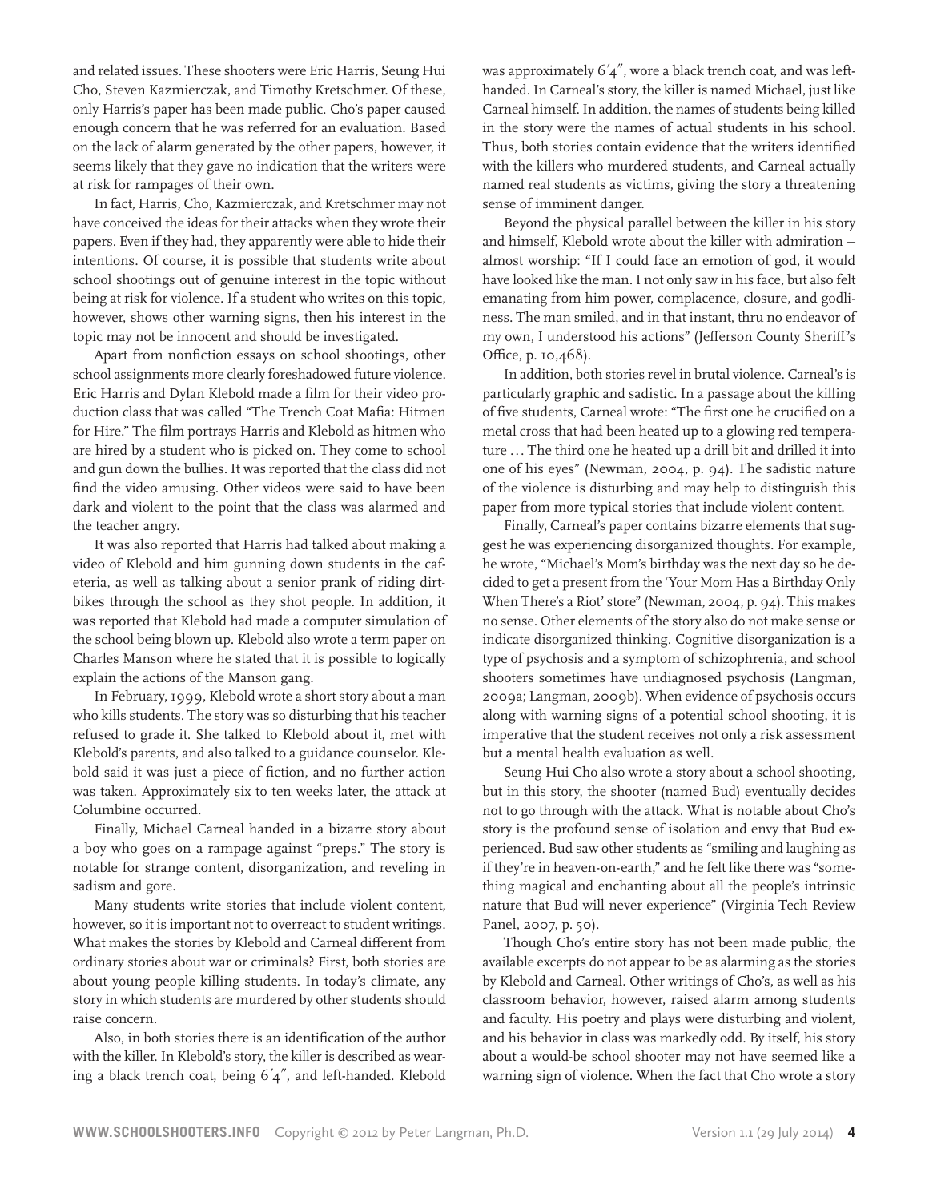and related issues. These shooters were Eric Harris, Seung Hui Cho, Steven Kazmierczak, and Timothy Kretschmer. Of these, only Harris's paper has been made public. Cho's paper caused enough concern that he was referred for an evaluation. Based on the lack of alarm generated by the other papers, however, it seems likely that they gave no indication that the writers were at risk for rampages of their own.

In fact, Harris, Cho, Kazmierczak, and Kretschmer may not have conceived the ideas for their attacks when they wrote their papers. Even if they had, they apparently were able to hide their intentions. Of course, it is possible that students write about school shootings out of genuine interest in the topic without being at risk for violence. If a student who writes on this topic, however, shows other warning signs, then his interest in the topic may not be innocent and should be investigated.

Apart from nonfiction essays on school shootings, other school assignments more clearly foreshadowed future violence. Eric Harris and Dylan Klebold made a film for their video production class that was called "The Trench Coat Mafia: Hitmen for Hire." The film portrays Harris and Klebold as hitmen who are hired by a student who is picked on. They come to school and gun down the bullies. It was reported that the class did not find the video amusing. Other videos were said to have been dark and violent to the point that the class was alarmed and the teacher angry.

It was also reported that Harris had talked about making a video of Klebold and him gunning down students in the cafeteria, as well as talking about a senior prank of riding dirtbikes through the school as they shot people. In addition, it was reported that Klebold had made a computer simulation of the school being blown up. Klebold also wrote a term paper on Charles Manson where he stated that it is possible to logically explain the actions of the Manson gang.

In February, 1999, Klebold wrote a short story about a man who kills students. The story was so disturbing that his teacher refused to grade it. She talked to Klebold about it, met with Klebold's parents, and also talked to a guidance counselor. Klebold said it was just a piece of fiction, and no further action was taken. Approximately six to ten weeks later, the attack at Columbine occurred.

Finally, Michael Carneal handed in a bizarre story about a boy who goes on a rampage against "preps." The story is notable for strange content, disorganization, and reveling in sadism and gore.

Many students write stories that include violent content, however, so it is important not to overreact to student writings. What makes the stories by Klebold and Carneal different from ordinary stories about war or criminals? First, both stories are about young people killing students. In today's climate, any story in which students are murdered by other students should raise concern.

Also, in both stories there is an identification of the author with the killer. In Klebold's story, the killer is described as wearing a black trench coat, being 6′4″, and left-handed. Klebold was approximately 6′4″, wore a black trench coat, and was left-handed. In Carneal's story, the killer is named Michael, just like Carneal himself. In addition, the names of students being killed in the story were the names of actual students in his school. Thus, both stories contain evidence that the writers identified with the killers who murdered students, and Carneal actually named real students as victims, giving the story a threatening sense of imminent danger.

Beyond the physical parallel between the killer in his story and himself, Klebold wrote about the killer with admiration—almost worship: "If I could face an emotion of god, it would have looked like the man. I not only saw in his face, but also felt emanating from him power, complacence, closure, and godliness. The man smiled, and in that instant, thru no endeavor of my own, I understood his actions" (Jefferson County Sheriff's Office, p. 10,468).

In addition, both stories revel in brutal violence. Carneal's is particularly graphic and sadistic. In a passage about the killing of five students, Carneal wrote: "The first one he crucified on a metal cross that had been heated up to a glowing red temperature … The third one he heated up a drill bit and drilled it into one of his eyes" (Newman, 2004, p. 94). The sadistic nature of the violence is disturbing and may help to distinguish this paper from more typical stories that include violent content.

Finally, Carneal's paper contains bizarre elements that suggest he was experiencing disorganized thoughts. For example, he wrote, "Michael's Mom's birthday was the next day so he decided to get a present from the 'Your Mom Has a Birthday Only When There's a Riot' store" (Newman, 2004, p. 94). This makes no sense. Other elements of the story also do not make sense or indicate disorganized thinking. Cognitive disorganization is a type of psychosis and a symptom of schizophrenia, and school shooters sometimes have undiagnosed psychosis (Langman, 2009a; Langman, 2009b). When evidence of psychosis occurs along with warning signs of a potential school shooting, it is imperative that the student receives not only a risk assessment but a mental health evaluation as well.

Seung Hui Cho also wrote a story about a school shooting, but in this story, the shooter (named Bud) eventually decides not to go through with the attack. What is notable about Cho's story is the profound sense of isolation and envy that Bud experienced. Bud saw other students as "smiling and laughing as if they're in heaven-on-earth," and he felt like there was "something magical and enchanting about all the people's intrinsic nature that Bud will never experience" (Virginia Tech Review Panel, 2007, p. 50).

Though Cho's entire story has not been made public, the available excerpts do not appear to be as alarming as the stories by Klebold and Carneal. Other writings of Cho's, as well as his classroom behavior, however, raised alarm among students and faculty. His poetry and plays were disturbing and violent, and his behavior in class was markedly odd. By itself, his story about a would-be school shooter may not have seemed like a warning sign of violence. When the fact that Cho wrote a story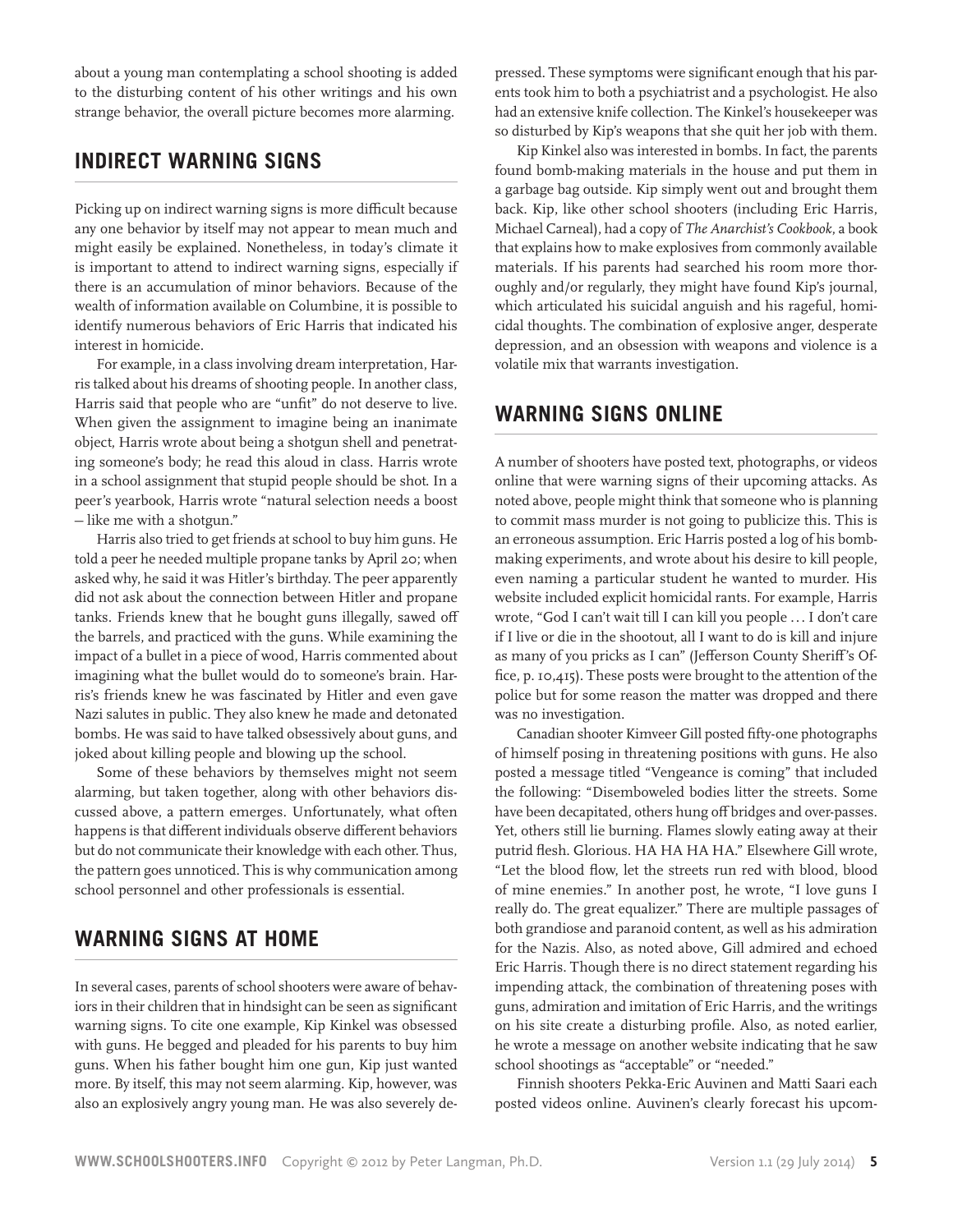about a young man contemplating a school shooting is added to the disturbing content of his other writings and his own strange behavior, the overall picture becomes more alarming.

## INDIRECT WARNING SIGNS

Picking up on indirect warning signs is more difficult because any one behavior by itself may not appear to mean much and might easily be explained. Nonetheless, in today's climate it is important to attend to indirect warning signs, especially if there is an accumulation of minor behaviors. Because of the wealth of information available on Columbine, it is possible to identify numerous behaviors of Eric Harris that indicated his interest in homicide.

For example, in a class involving dream interpretation, Harris talked about his dreams of shooting people. In another class, Harris said that people who are "unfit" do not deserve to live. When given the assignment to imagine being an inanimate object, Harris wrote about being a shotgun shell and penetrating someone's body; he read this aloud in class. Harris wrote in a school assignment that stupid people should be shot. In a peer's yearbook, Harris wrote "natural selection needs a boost – like me with a shotgun."

Harris also tried to get friends at school to buy him guns. He told a peer he needed multiple propane tanks by April 20; when asked why, he said it was Hitler's birthday. The peer apparently did not ask about the connection between Hitler and propane tanks. Friends knew that he bought guns illegally, sawed off the barrels, and practiced with the guns. While examining the impact of a bullet in a piece of wood, Harris commented about imagining what the bullet would do to someone's brain. Harris's friends knew he was fascinated by Hitler and even gave Nazi salutes in public. They also knew he made and detonated bombs. He was said to have talked obsessively about guns, and joked about killing people and blowing up the school.

Some of these behaviors by themselves might not seem alarming, but taken together, along with other behaviors discussed above, a pattern emerges. Unfortunately, what often happens is that different individuals observe different behaviors but do not communicate their knowledge with each other. Thus, the pattern goes unnoticed. This is why communication among school personnel and other professionals is essential.

## WARNING SIGNS AT HOME

In several cases, parents of school shooters were aware of behaviors in their children that in hindsight can be seen as significant warning signs. To cite one example, Kip Kinkel was obsessed with guns. He begged and pleaded for his parents to buy him guns. When his father bought him one gun, Kip just wanted more. By itself, this may not seem alarming. Kip, however, was also an explosively angry young man. He was also severely depressed. These symptoms were significant enough that his parents took him to both a psychiatrist and a psychologist. He also had an extensive knife collection. The Kinkel's housekeeper was so disturbed by Kip's weapons that she quit her job with them.

Kip Kinkel also was interested in bombs. In fact, the parents found bomb-making materials in the house and put them in a garbage bag outside. Kip simply went out and brought them back. Kip, like other school shooters (including Eric Harris, Michael Carneal), had a copy of *The Anarchist's Cookbook*, a book that explains how to make explosives from commonly available materials. If his parents had searched his room more thoroughly and/or regularly, they might have found Kip's journal, which articulated his suicidal anguish and his rageful, homicidal thoughts. The combination of explosive anger, desperate depression, and an obsession with weapons and violence is a volatile mix that warrants investigation.

## WARNING SIGNS ONLINE

A number of shooters have posted text, photographs, or videos online that were warning signs of their upcoming attacks. As noted above, people might think that someone who is planning to commit mass murder is not going to publicize this. This is an erroneous assumption. Eric Harris posted a log of his bomb-making experiments, and wrote about his desire to kill people, even naming a particular student he wanted to murder. His website included explicit homicidal rants. For example, Harris wrote, "God I can't wait till I can kill you people … I don't care if I live or die in the shootout, all I want to do is kill and injure as many of you pricks as I can" (Jefferson County Sheriff's Office, p. 10,415). These posts were brought to the attention of the police but for some reason the matter was dropped and there was no investigation.

Canadian shooter Kimveer Gill posted fifty-one photographs of himself posing in threatening positions with guns. He also posted a message titled "Vengeance is coming" that included the following: "Disemboweled bodies litter the streets. Some have been decapitated, others hung off bridges and over-passes. Yet, others still lie burning. Flames slowly eating away at their putrid flesh. Glorious. HA HA HA HA." Elsewhere Gill wrote, "Let the blood flow, let the streets run red with blood, blood of mine enemies." In another post, he wrote, "I love guns I really do. The great equalizer." There are multiple passages of both grandiose and paranoid content, as well as his admiration for the Nazis. Also, as noted above, Gill admired and echoed Eric Harris. Though there is no direct statement regarding his impending attack, the combination of threatening poses with guns, admiration and imitation of Eric Harris, and the writings on his site create a disturbing profile. Also, as noted earlier, he wrote a message on another website indicating that he saw school shootings as "acceptable" or "needed."

Finnish shooters Pekka-Eric Auvinen and Matti Saari each posted videos online. Auvinen's clearly forecast his upcom-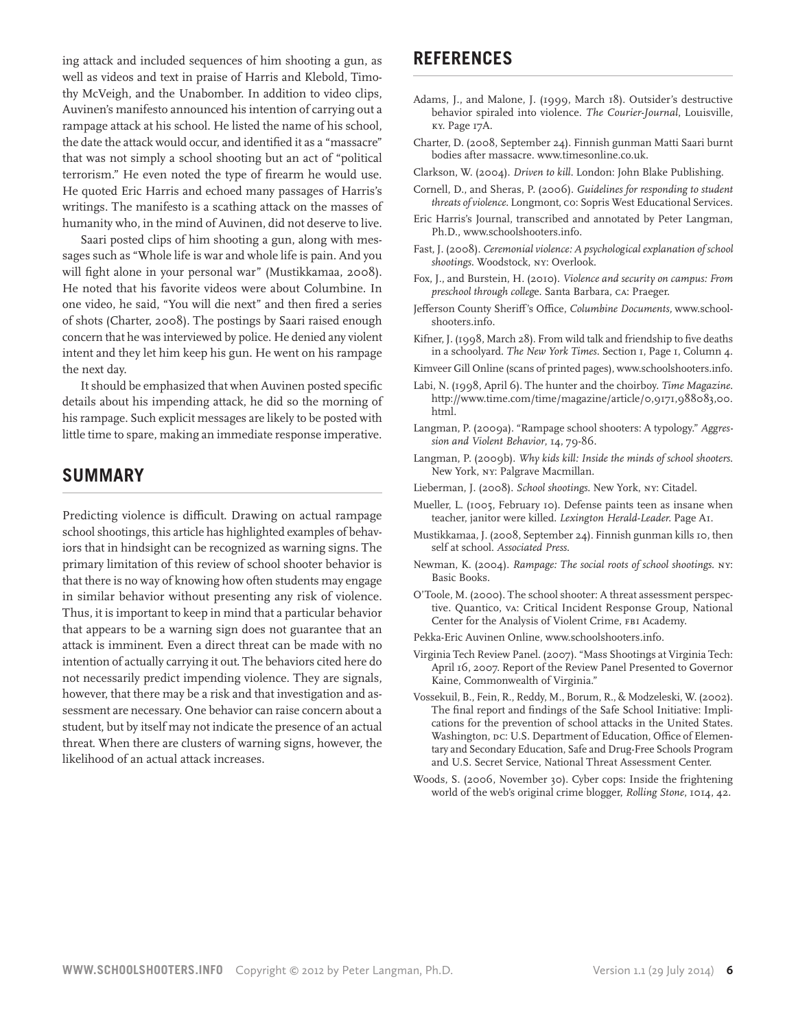ing attack and included sequences of him shooting a gun, as well as videos and text in praise of Harris and Klebold, Timothy McVeigh, and the Unabomber. In addition to video clips, Auvinen's manifesto announced his intention of carrying out a rampage attack at his school. He listed the name of his school, the date the attack would occur, and identified it as a "massacre" that was not simply a school shooting but an act of "political terrorism." He even noted the type of firearm he would use. He quoted Eric Harris and echoed many passages of Harris's writings. The manifesto is a scathing attack on the masses of humanity who, in the mind of Auvinen, did not deserve to live.

Saari posted clips of him shooting a gun, along with messages such as "Whole life is war and whole life is pain. And you will fight alone in your personal war" (Mustikkamaa, 2008). He noted that his favorite videos were about Columbine. In one video, he said, "You will die next" and then fired a series of shots (Charter, 2008). The postings by Saari raised enough concern that he was interviewed by police. He denied any violent intent and they let him keep his gun. He went on his rampage the next day.

It should be emphasized that when Auvinen posted specific details about his impending attack, he did so the morning of his rampage. Such explicit messages are likely to be posted with little time to spare, making an immediate response imperative.

## SUMMARY

Predicting violence is difficult. Drawing on actual rampage school shootings, this article has highlighted examples of behaviors that in hindsight can be recognized as warning signs. The primary limitation of this review of school shooter behavior is that there is no way of knowing how often students may engage in similar behavior without presenting any risk of violence. Thus, it is important to keep in mind that a particular behavior that appears to be a warning sign does not guarantee that an attack is imminent. Even a direct threat can be made with no intention of actually carrying it out. The behaviors cited here do not necessarily predict impending violence. They are signals, however, that there may be a risk and that investigation and assessment are necessary. One behavior can raise concern about a student, but by itself may not indicate the presence of an actual threat. When there are clusters of warning signs, however, the likelihood of an actual attack increases.

## REFERENCES

Adams, J., and Malone, J. (1999, March 18). Outsider's destructive behavior spiraled into violence. *The Courier-Journal*, Louisville, KY. Page 17A.

Charter, D. (2008, September 24). Finnish gunman Matti Saari burnt bodies after massacre. www.timesonline.co.uk.

Clarkson, W. (2004). *Driven to kill*. London: John Blake Publishing.

Cornell, D., and Sheras, P. (2006). *Guidelines for responding to student threats of violence*. Longmont, CO: Sopris West Educational Services.

Eric Harris's Journal, transcribed and annotated by Peter Langman, Ph.D., www.schoolshooters.info.

Fast, J. (2008). *Ceremonial violence: A psychological explanation of school shootings*. Woodstock, NY: Overlook.

Fox, J., and Burstein, H. (2010). *Violence and security on campus: From preschool through college*. Santa Barbara, CA: Praeger.

Jefferson County Sheriff's Office, *Columbine Documents*, www.schoolshooters.info.

Kifner, J. (1998, March 28). From wild talk and friendship to five deaths in a schoolyard. *The New York Times*. Section 1, Page 1, Column 4.

Kimveer Gill Online (scans of printed pages), www.schoolshooters.info.

Labi, N. (1998, April 6). The hunter and the choirboy. *Time Magazine*. http://www.time.com/time/magazine/article/0,9171,988083,00.html.

Langman, P. (2009a). "Rampage school shooters: A typology." *Aggression and Violent Behavior*, 14, 79-86.

Langman, P. (2009b). *Why kids kill: Inside the minds of school shooters*. New York, NY: Palgrave Macmillan.

Lieberman, J. (2008). *School shootings*. New York, NY: Citadel.

Mueller, L. (1005, February 10). Defense paints teen as insane when teacher, janitor were killed. *Lexington Herald-Leader*. Page A1.

Mustikkamaa, J. (2008, September 24). Finnish gunman kills 10, then self at school. *Associated Press*.

Newman, K. (2004). *Rampage: The social roots of school shootings*. NY: Basic Books.

O'Toole, M. (2000). The school shooter: A threat assessment perspective. Quantico, VA: Critical Incident Response Group, National Center for the Analysis of Violent Crime, FBI Academy.

Pekka-Eric Auvinen Online, www.schoolshooters.info.

Virginia Tech Review Panel. (2007). "Mass Shootings at Virginia Tech: April 16, 2007. Report of the Review Panel Presented to Governor Kaine, Commonwealth of Virginia."

Vossekuil, B., Fein, R., Reddy, M., Borum, R., & Modzeleski, W. (2002). The final report and findings of the Safe School Initiative: Implications for the prevention of school attacks in the United States. Washington, DC: U.S. Department of Education, Office of Elementary and Secondary Education, Safe and Drug-Free Schools Program and U.S. Secret Service, National Threat Assessment Center.

Woods, S. (2006, November 30). Cyber cops: Inside the frightening world of the web's original crime blogger, *Rolling Stone*, 1014, 42.